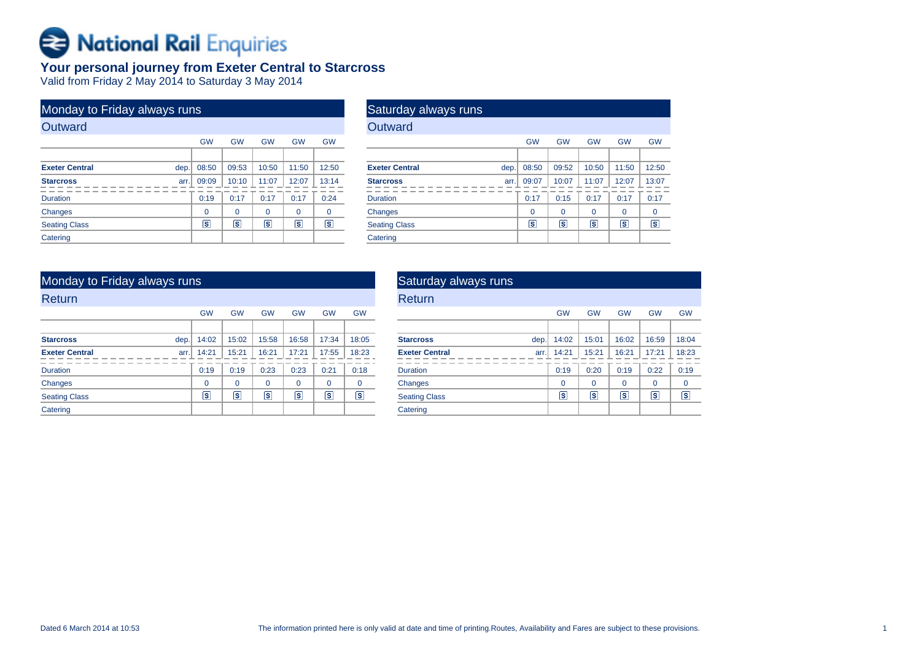# National Rail Enquiries

## Your personal journey from Exeter Central to Starcross

Valid from Friday 2 May 2014 to Saturday 3 May 2014

### Monday to Friday always runs

#### Outward

| | | GW | GW | GW | GW | GW |
|---|---|---|---|---|---|---|
| **Exeter Central** | dep. | 08:50 | 09:53 | 10:50 | 11:50 | 12:50 |
| **Starcross** | arr. | 09:09 | 10:10 | 11:07 | 12:07 | 13:14 |
| Duration | | 0:19 | 0:17 | 0:17 | 0:17 | 0:24 |
| Changes | | 0 | 0 | 0 | 0 | 0 |
| Seating Class | | S | S | S | S | S |
| Catering | | | | | | |

### Saturday always runs

#### Outward

| | | GW | GW | GW | GW | GW |
|---|---|---|---|---|---|---|
| **Exeter Central** | dep. | 08:50 | 09:52 | 10:50 | 11:50 | 12:50 |
| **Starcross** | arr. | 09:07 | 10:07 | 11:07 | 12:07 | 13:07 |
| Duration | | 0:17 | 0:15 | 0:17 | 0:17 | 0:17 |
| Changes | | 0 | 0 | 0 | 0 | 0 |
| Seating Class | | S | S | S | S | S |
| Catering | | | | | | |

### Monday to Friday always runs

#### Return

| | | GW | GW | GW | GW | GW | GW |
|---|---|---|---|---|---|---|---|
| **Starcross** | dep. | 14:02 | 15:02 | 15:58 | 16:58 | 17:34 | 18:05 |
| **Exeter Central** | arr. | 14:21 | 15:21 | 16:21 | 17:21 | 17:55 | 18:23 |
| Duration | | 0:19 | 0:19 | 0:23 | 0:23 | 0:21 | 0:18 |
| Changes | | 0 | 0 | 0 | 0 | 0 | 0 |
| Seating Class | | S | S | S | S | S | S |
| Catering | | | | | | | |

### Saturday always runs

#### Return

| | | GW | GW | GW | GW | GW |
|---|---|---|---|---|---|---|
| **Starcross** | dep. | 14:02 | 15:01 | 16:02 | 16:59 | 18:04 |
| **Exeter Central** | arr. | 14:21 | 15:21 | 16:21 | 17:21 | 18:23 |
| Duration | | 0:19 | 0:20 | 0:19 | 0:22 | 0:19 |
| Changes | | 0 | 0 | 0 | 0 | 0 |
| Seating Class | | S | S | S | S | S |
| Catering | | | | | | |

Dated 6 March 2014 at 10:53

The information printed here is only valid at date and time of printing.Routes, Availability and Fares are subject to these provisions.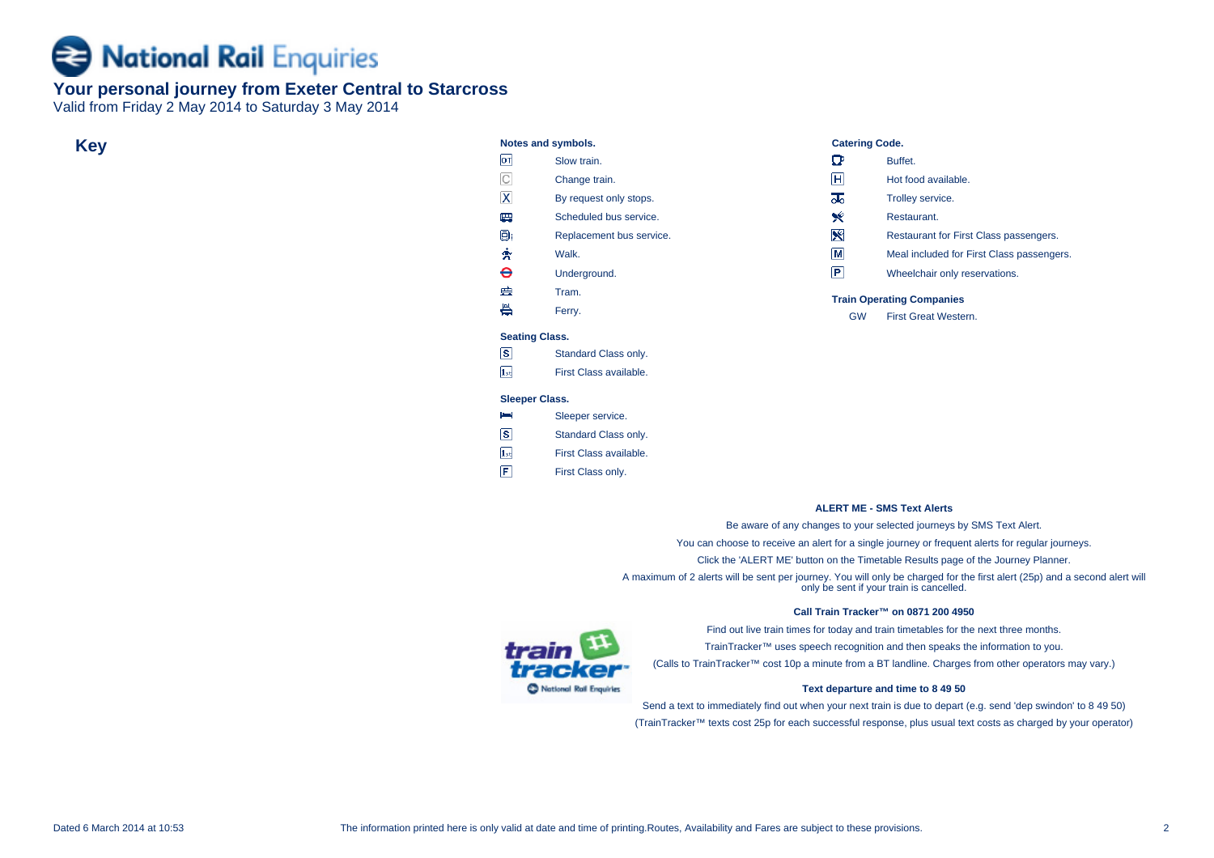# National Rail Enquiries

## Your personal journey from Exeter Central to Starcross

Valid from Friday 2 May 2014 to Saturday 3 May 2014

## Key

### Notes and symbols.

| | |
|---|---|
| OT | Slow train. |
| C | Change train. |
| X | By request only stops. |
| | Scheduled bus service. |
| | Replacement bus service. |
| | Walk. |
| | Underground. |
| | Tram. |
| | Ferry. |

### Seating Class.

| | |
|---|---|
| S | Standard Class only. |
| 1st | First Class available. |

### Sleeper Class.

| | |
|---|---|
| | Sleeper service. |
| S | Standard Class only. |
| 1st | First Class available. |
| F | First Class only. |

### Catering Code.

| | |
|---|---|
| | Buffet. |
| H | Hot food available. |
| | Trolley service. |
| | Restaurant. |
| | Restaurant for First Class passengers. |
| M | Meal included for First Class passengers. |
| P | Wheelchair only reservations. |

### Train Operating Companies

| | |
|---|---|
| GW | First Great Western. |

**ALERT ME - SMS Text Alerts**

Be aware of any changes to your selected journeys by SMS Text Alert.

You can choose to receive an alert for a single journey or frequent alerts for regular journeys.

Click the 'ALERT ME' button on the Timetable Results page of the Journey Planner.

A maximum of 2 alerts will be sent per journey. You will only be charged for the first alert (25p) and a second alert will only be sent if your train is cancelled.

**Call Train Tracker™ on 0871 200 4950**

Find out live train times for today and train timetables for the next three months.

TrainTracker™ uses speech recognition and then speaks the information to you.

(Calls to TrainTracker™ cost 10p a minute from a BT landline. Charges from other operators may vary.)

**Text departure and time to 8 49 50**

Send a text to immediately find out when your next train is due to depart (e.g. send 'dep swindon' to 8 49 50)

(TrainTracker™ texts cost 25p for each successful response, plus usual text costs as charged by your operator)

Dated 6 March 2014 at 10:53

The information printed here is only valid at date and time of printing.Routes, Availability and Fares are subject to these provisions.